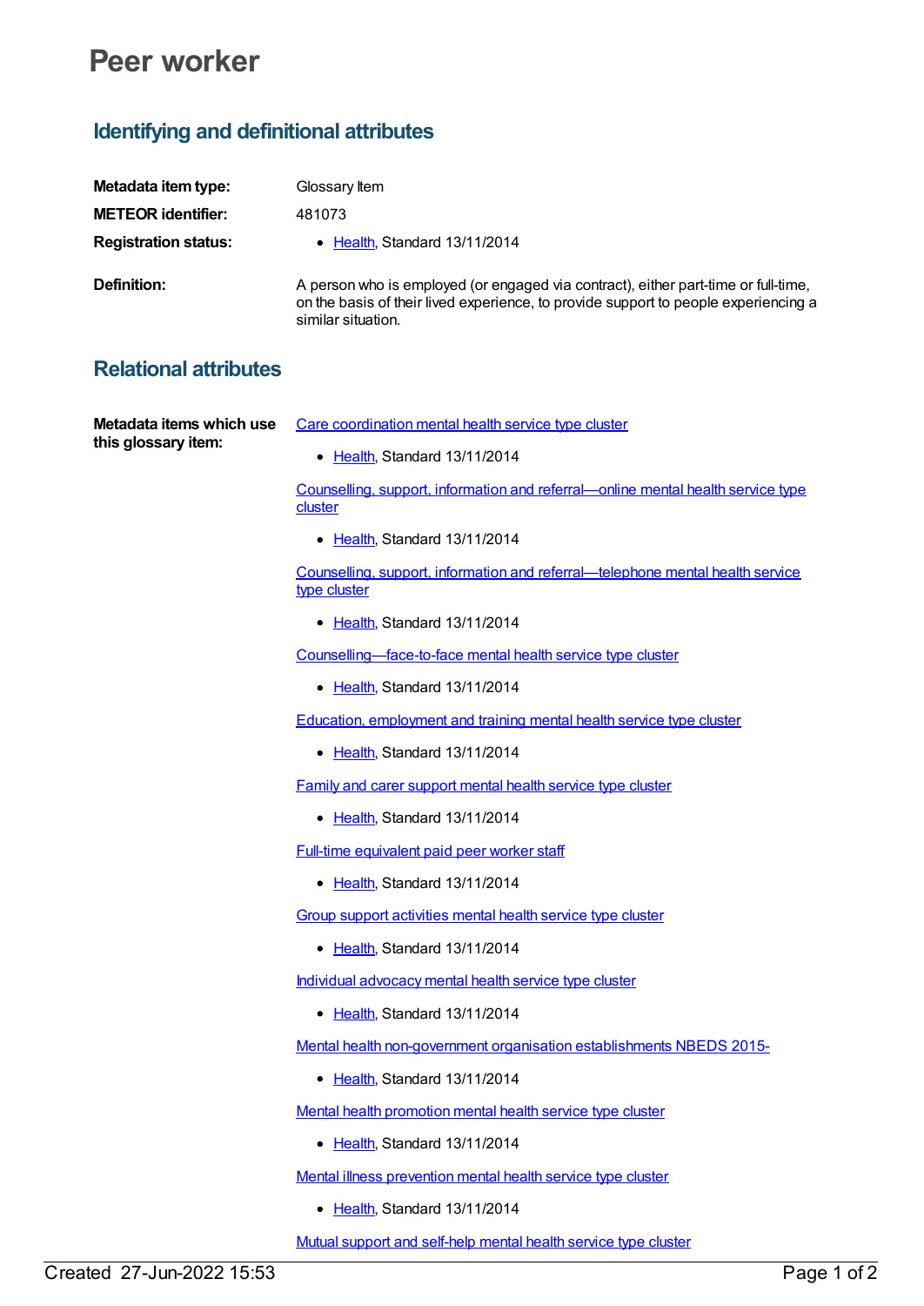# Peer worker

## Identifying and definitional attributes

**Metadata item type:** Glossary Item

**METEOR identifier:** 481073

**Registration status:**

- Health, Standard 13/11/2014

**Definition:** A person who is employed (or engaged via contract), either part-time or full-time, on the basis of their lived experience, to provide support to people experiencing a similar situation.

## Relational attributes

**Metadata items which use this glossary item:**

Care coordination mental health service type cluster

- Health, Standard 13/11/2014

Counselling, support, information and referral—online mental health service type cluster

- Health, Standard 13/11/2014

Counselling, support, information and referral—telephone mental health service type cluster

- Health, Standard 13/11/2014

Counselling—face-to-face mental health service type cluster

- Health, Standard 13/11/2014

Education, employment and training mental health service type cluster

- Health, Standard 13/11/2014

Family and carer support mental health service type cluster

- Health, Standard 13/11/2014

Full-time equivalent paid peer worker staff

- Health, Standard 13/11/2014

Group support activities mental health service type cluster

- Health, Standard 13/11/2014

Individual advocacy mental health service type cluster

- Health, Standard 13/11/2014

Mental health non-government organisation establishments NBEDS 2015-

- Health, Standard 13/11/2014

Mental health promotion mental health service type cluster

- Health, Standard 13/11/2014

Mental illness prevention mental health service type cluster

- Health, Standard 13/11/2014

Mutual support and self-help mental health service type cluster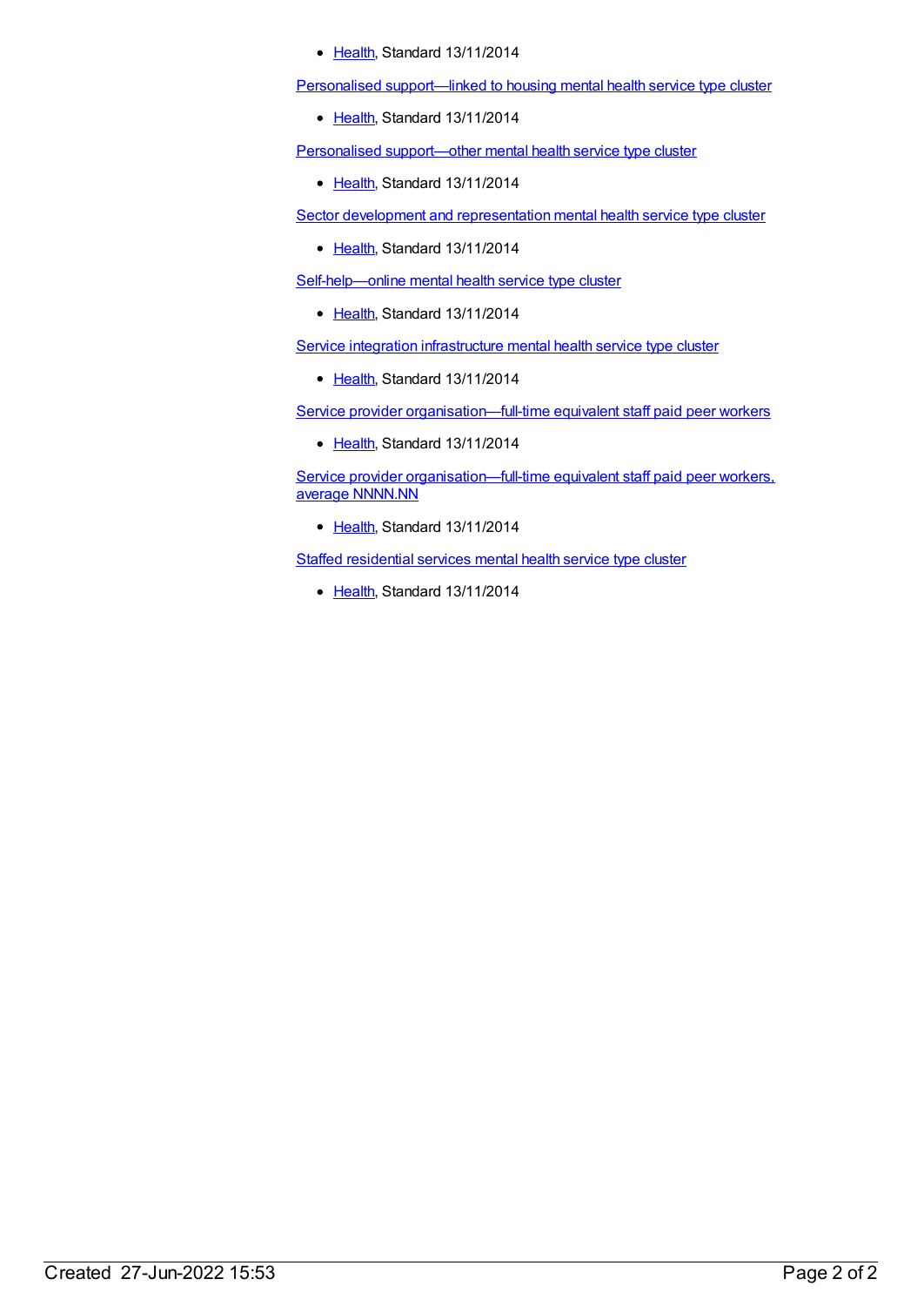- Health, Standard 13/11/2014

Personalised support—linked to housing mental health service type cluster

- Health, Standard 13/11/2014

Personalised support—other mental health service type cluster

- Health, Standard 13/11/2014

Sector development and representation mental health service type cluster

- Health, Standard 13/11/2014

Self-help—online mental health service type cluster

- Health, Standard 13/11/2014

Service integration infrastructure mental health service type cluster

- Health, Standard 13/11/2014

Service provider organisation—full-time equivalent staff paid peer workers

- Health, Standard 13/11/2014

Service provider organisation—full-time equivalent staff paid peer workers, average NNNN.NN

- Health, Standard 13/11/2014

Staffed residential services mental health service type cluster

- Health, Standard 13/11/2014